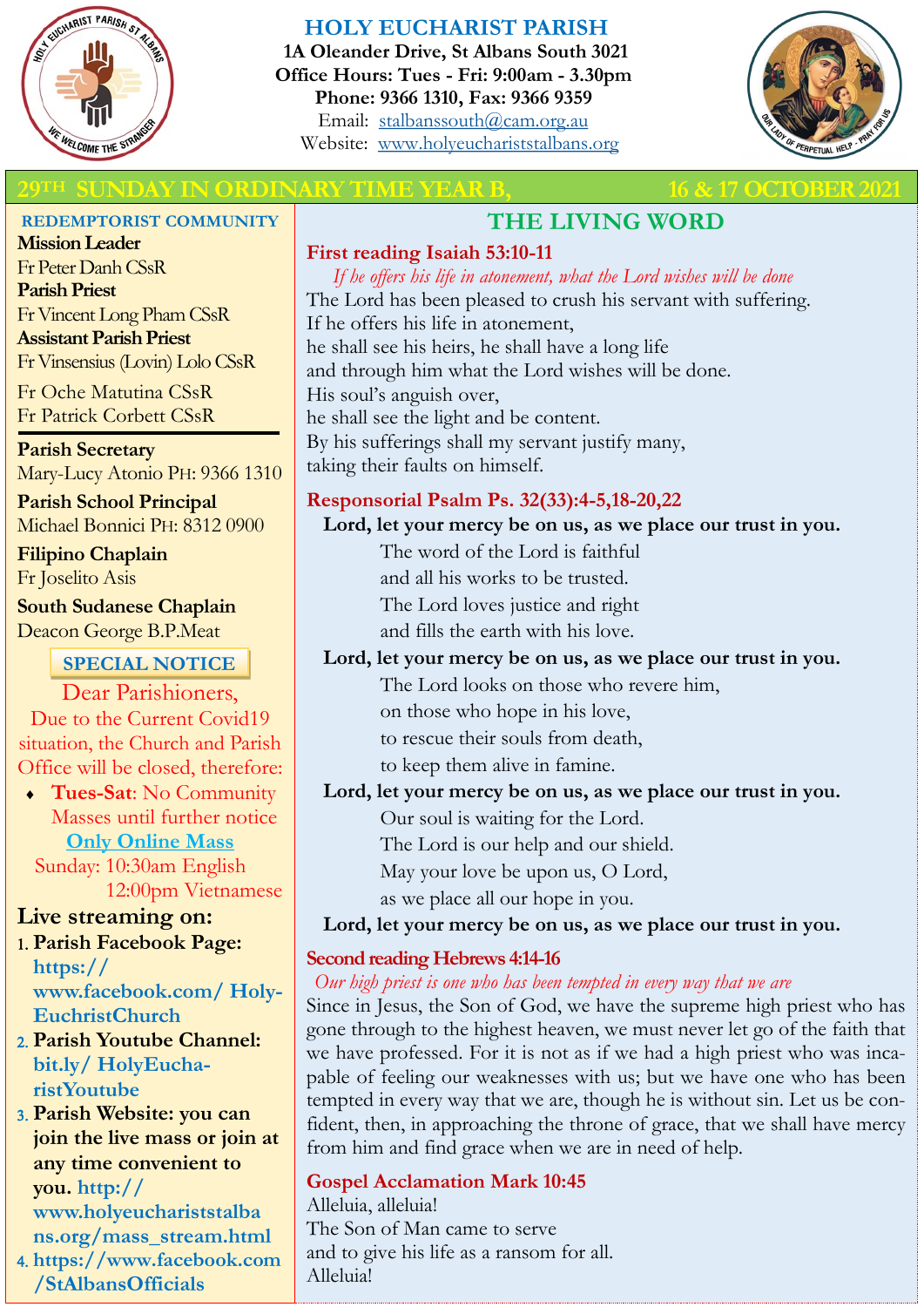# HOLY EUCHARIST PARISH

**1A Oleander Drive, St Albans South 3021**
**Office Hours: Tues - Fri: 9:00am - 3.30pm**
**Phone: 9366 1310, Fax: 9366 9359**
Email: stalbanssouth@cam.org.au
Website: www.holyeuchariststalbans.org

## 29TH SUNDAY IN ORDINARY TIME YEAR B, 16 & 17 OCTOBER 2021

### REDEMPTORIST COMMUNITY

**Mission Leader**
Fr Peter Danh CSsR
**Parish Priest**
Fr Vincent Long Pham CSsR
**Assistant Parish Priest**
Fr Vinsensius (Lovin) Lolo CSsR
Fr Oche Matutina CSsR
Fr Patrick Corbett CSsR

**Parish Secretary**
Mary-Lucy Atonio PH: 9366 1310
**Parish School Principal**
Michael Bonnici PH: 8312 0900
**Filipino Chaplain**
Fr Joselito Asis
**South Sudanese Chaplain**
Deacon George B.P.Meat

### SPECIAL NOTICE

Dear Parishioners,
Due to the Current Covid19 situation, the Church and Parish Office will be closed, therefore:

- **Tues-Sat**: No Community Masses until further notice

**Only Online Mass**
Sunday: 10:30am English
12:00pm Vietnamese

**Live streaming on:**

1. **Parish Facebook Page: https://www.facebook.com/ HolyEuchristChurch**
2. **Parish Youtube Channel: bit.ly/ HolyEucharistYoutube**
3. **Parish Website: you can join the live mass or join at any time convenient to you. http://www.holyeucharistst albans.org/mass_stream.html**
4. **https://www.facebook.com /StAlbansOfficials**

## THE LIVING WORD

### First reading Isaiah 53:10-11

*If he offers his life in atonement, what the Lord wishes will be done*

The Lord has been pleased to crush his servant with suffering.
If he offers his life in atonement,
he shall see his heirs, he shall have a long life
and through him what the Lord wishes will be done.
His soul's anguish over,
he shall see the light and be content.
By his sufferings shall my servant justify many,
taking their faults on himself.

### Responsorial Psalm Ps. 32(33):4-5,18-20,22

**Lord, let your mercy be on us, as we place our trust in you.**

The word of the Lord is faithful
and all his works to be trusted.
The Lord loves justice and right
and fills the earth with his love.

**Lord, let your mercy be on us, as we place our trust in you.**

The Lord looks on those who revere him,
on those who hope in his love,
to rescue their souls from death,
to keep them alive in famine.

**Lord, let your mercy be on us, as we place our trust in you.**

Our soul is waiting for the Lord.
The Lord is our help and our shield.
May your love be upon us, O Lord,
as we place all our hope in you.

**Lord, let your mercy be on us, as we place our trust in you.**

### Second reading Hebrews 4:14-16

*Our high priest is one who has been tempted in every way that we are*

Since in Jesus, the Son of God, we have the supreme high priest who has gone through to the highest heaven, we must never let go of the faith that we have professed. For it is not as if we had a high priest who was incapable of feeling our weaknesses with us; but we have one who has been tempted in every way that we are, though he is without sin. Let us be confident, then, in approaching the throne of grace, that we shall have mercy from him and find grace when we are in need of help.

### Gospel Acclamation Mark 10:45

Alleluia, alleluia!
The Son of Man came to serve
and to give his life as a ransom for all.
Alleluia!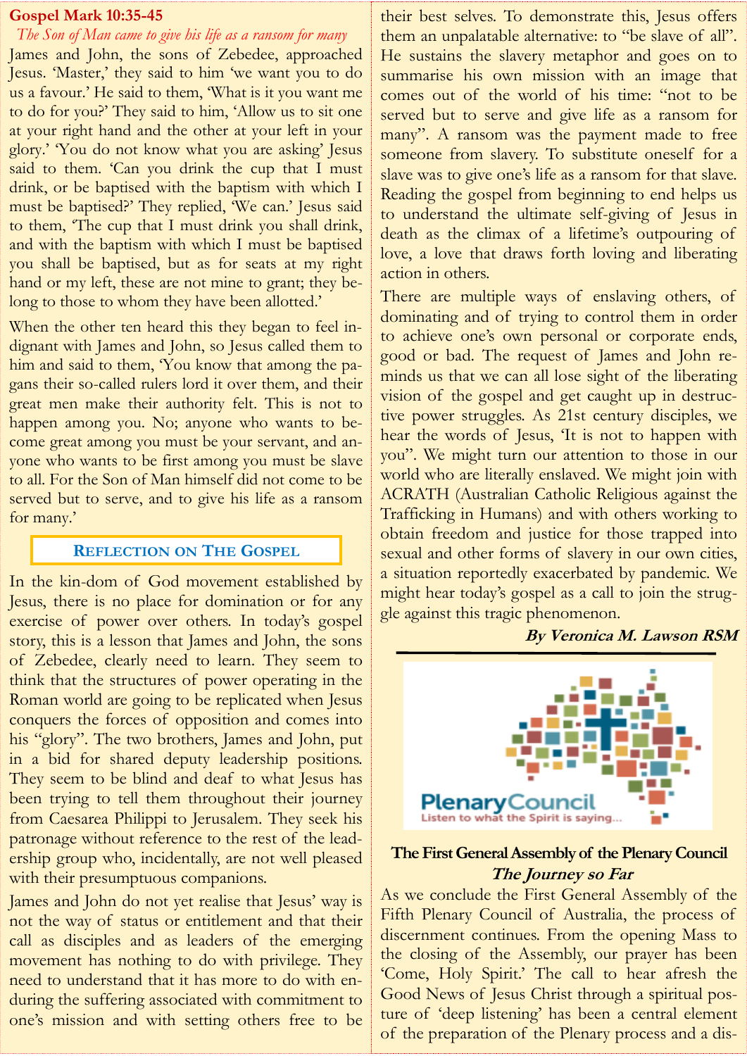## Gospel Mark 10:35-45

*The Son of Man came to give his life as a ransom for many*

James and John, the sons of Zebedee, approached Jesus. 'Master,' they said to him 'we want you to do us a favour.' He said to them, 'What is it you want me to do for you?' They said to him, 'Allow us to sit one at your right hand and the other at your left in your glory.' 'You do not know what you are asking' Jesus said to them. 'Can you drink the cup that I must drink, or be baptised with the baptism with which I must be baptised?' They replied, 'We can.' Jesus said to them, 'The cup that I must drink you shall drink, and with the baptism with which I must be baptised you shall be baptised, but as for seats at my right hand or my left, these are not mine to grant; they belong to those to whom they have been allotted.'

When the other ten heard this they began to feel indignant with James and John, so Jesus called them to him and said to them, 'You know that among the pagans their so-called rulers lord it over them, and their great men make their authority felt. This is not to happen among you. No; anyone who wants to become great among you must be your servant, and anyone who wants to be first among you must be slave to all. For the Son of Man himself did not come to be served but to serve, and to give his life as a ransom for many.'

### Reflection on The Gospel

In the kin-dom of God movement established by Jesus, there is no place for domination or for any exercise of power over others. In today's gospel story, this is a lesson that James and John, the sons of Zebedee, clearly need to learn. They seem to think that the structures of power operating in the Roman world are going to be replicated when Jesus conquers the forces of opposition and comes into his "glory". The two brothers, James and John, put in a bid for shared deputy leadership positions. They seem to be blind and deaf to what Jesus has been trying to tell them throughout their journey from Caesarea Philippi to Jerusalem. They seek his patronage without reference to the rest of the leadership group who, incidentally, are not well pleased with their presumptuous companions.

James and John do not yet realise that Jesus' way is not the way of status or entitlement and that their call as disciples and as leaders of the emerging movement has nothing to do with privilege. They need to understand that it has more to do with enduring the suffering associated with commitment to one's mission and with setting others free to be their best selves. To demonstrate this, Jesus offers them an unpalatable alternative: to "be slave of all". He sustains the slavery metaphor and goes on to summarise his own mission with an image that comes out of the world of his time: "not to be served but to serve and give life as a ransom for many". A ransom was the payment made to free someone from slavery. To substitute oneself for a slave was to give one's life as a ransom for that slave. Reading the gospel from beginning to end helps us to understand the ultimate self-giving of Jesus in death as the climax of a lifetime's outpouring of love, a love that draws forth loving and liberating action in others.

There are multiple ways of enslaving others, of dominating and of trying to control them in order to achieve one's own personal or corporate ends, good or bad. The request of James and John reminds us that we can all lose sight of the liberating vision of the gospel and get caught up in destructive power struggles. As 21st century disciples, we hear the words of Jesus, 'It is not to happen with you". We might turn our attention to those in our world who are literally enslaved. We might join with ACRATH (Australian Catholic Religious against the Trafficking in Humans) and with others working to obtain freedom and justice for those trapped into sexual and other forms of slavery in our own cities, a situation reportedly exacerbated by pandemic. We might hear today's gospel as a call to join the struggle against this tragic phenomenon.

***By Veronica M. Lawson RSM***

---

PlenaryCouncil
Listen to what the Spirit is saying...

### The First General Assembly of the Plenary Council
***The Journey so Far***

As we conclude the First General Assembly of the Fifth Plenary Council of Australia, the process of discernment continues. From the opening Mass to the closing of the Assembly, our prayer has been 'Come, Holy Spirit.' The call to hear afresh the Good News of Jesus Christ through a spiritual posture of 'deep listening' has been a central element of the preparation of the Plenary process and a dis-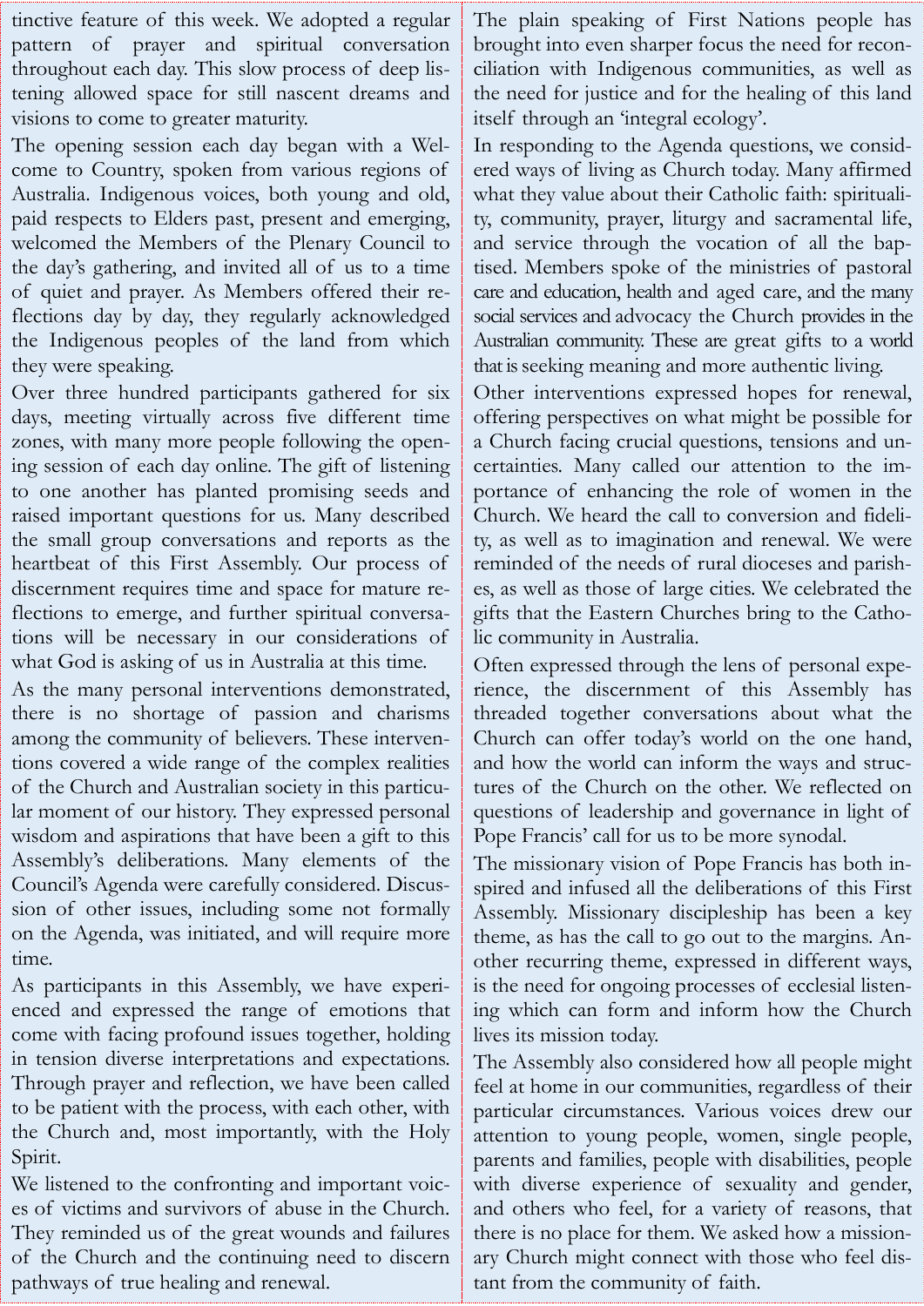tinctive feature of this week. We adopted a regular pattern of prayer and spiritual conversation throughout each day. This slow process of deep listening allowed space for still nascent dreams and visions to come to greater maturity.

The opening session each day began with a Welcome to Country, spoken from various regions of Australia. Indigenous voices, both young and old, paid respects to Elders past, present and emerging, welcomed the Members of the Plenary Council to the day's gathering, and invited all of us to a time of quiet and prayer. As Members offered their reflections day by day, they regularly acknowledged the Indigenous peoples of the land from which they were speaking.

Over three hundred participants gathered for six days, meeting virtually across five different time zones, with many more people following the opening session of each day online. The gift of listening to one another has planted promising seeds and raised important questions for us. Many described the small group conversations and reports as the heartbeat of this First Assembly. Our process of discernment requires time and space for mature reflections to emerge, and further spiritual conversations will be necessary in our considerations of what God is asking of us in Australia at this time.

As the many personal interventions demonstrated, there is no shortage of passion and charisms among the community of believers. These interventions covered a wide range of the complex realities of the Church and Australian society in this particular moment of our history. They expressed personal wisdom and aspirations that have been a gift to this Assembly's deliberations. Many elements of the Council's Agenda were carefully considered. Discussion of other issues, including some not formally on the Agenda, was initiated, and will require more time.

As participants in this Assembly, we have experienced and expressed the range of emotions that come with facing profound issues together, holding in tension diverse interpretations and expectations. Through prayer and reflection, we have been called to be patient with the process, with each other, with the Church and, most importantly, with the Holy Spirit.

We listened to the confronting and important voices of victims and survivors of abuse in the Church. They reminded us of the great wounds and failures of the Church and the continuing need to discern pathways of true healing and renewal.

The plain speaking of First Nations people has brought into even sharper focus the need for reconciliation with Indigenous communities, as well as the need for justice and for the healing of this land itself through an 'integral ecology'.

In responding to the Agenda questions, we considered ways of living as Church today. Many affirmed what they value about their Catholic faith: spirituality, community, prayer, liturgy and sacramental life, and service through the vocation of all the baptised. Members spoke of the ministries of pastoral care and education, health and aged care, and the many social services and advocacy the Church provides in the Australian community. These are great gifts to a world that is seeking meaning and more authentic living.

Other interventions expressed hopes for renewal, offering perspectives on what might be possible for a Church facing crucial questions, tensions and uncertainties. Many called our attention to the importance of enhancing the role of women in the Church. We heard the call to conversion and fidelity, as well as to imagination and renewal. We were reminded of the needs of rural dioceses and parishes, as well as those of large cities. We celebrated the gifts that the Eastern Churches bring to the Catholic community in Australia.

Often expressed through the lens of personal experience, the discernment of this Assembly has threaded together conversations about what the Church can offer today's world on the one hand, and how the world can inform the ways and structures of the Church on the other. We reflected on questions of leadership and governance in light of Pope Francis' call for us to be more synodal.

The missionary vision of Pope Francis has both inspired and infused all the deliberations of this First Assembly. Missionary discipleship has been a key theme, as has the call to go out to the margins. Another recurring theme, expressed in different ways, is the need for ongoing processes of ecclesial listening which can form and inform how the Church lives its mission today.

The Assembly also considered how all people might feel at home in our communities, regardless of their particular circumstances. Various voices drew our attention to young people, women, single people, parents and families, people with disabilities, people with diverse experience of sexuality and gender, and others who feel, for a variety of reasons, that there is no place for them. We asked how a missionary Church might connect with those who feel distant from the community of faith.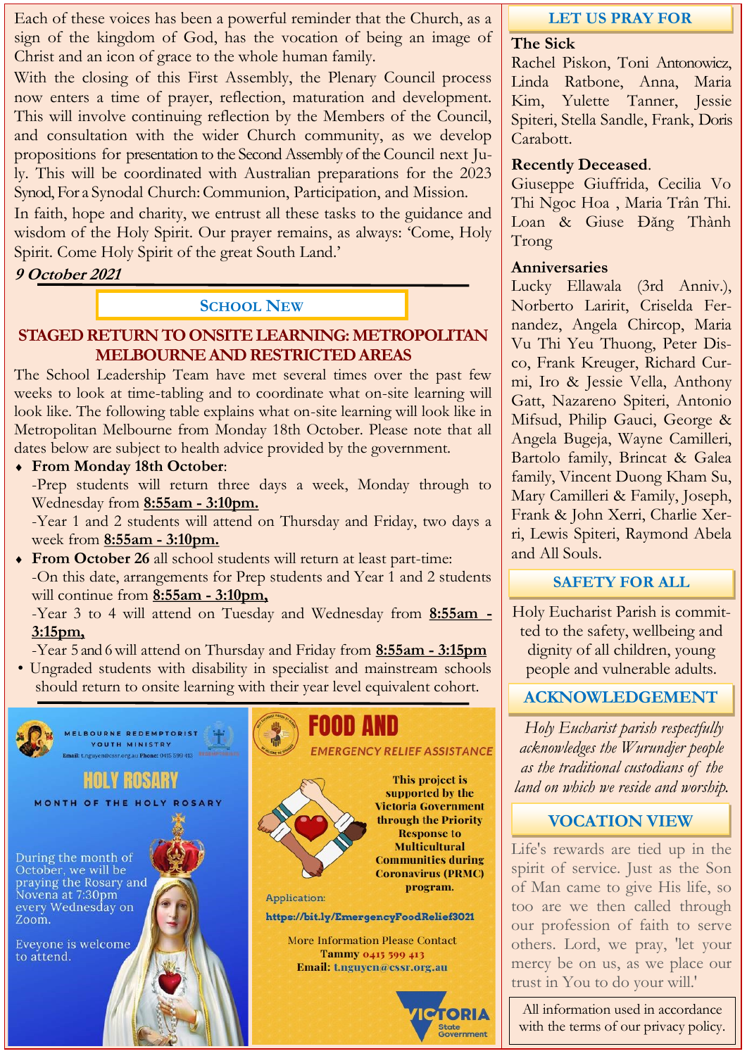Each of these voices has been a powerful reminder that the Church, as a sign of the kingdom of God, has the vocation of being an image of Christ and an icon of grace to the whole human family.

With the closing of this First Assembly, the Plenary Council process now enters a time of prayer, reflection, maturation and development. This will involve continuing reflection by the Members of the Council, and consultation with the wider Church community, as we develop propositions for presentation to the Second Assembly of the Council next July. This will be coordinated with Australian preparations for the 2023 Synod, For a Synodal Church: Communion, Participation, and Mission.

In faith, hope and charity, we entrust all these tasks to the guidance and wisdom of the Holy Spirit. Our prayer remains, as always: 'Come, Holy Spirit. Come Holy Spirit of the great South Land.'

***9 October 2021***

## School New

### STAGED RETURN TO ONSITE LEARNING: METROPOLITAN MELBOURNE AND RESTRICTED AREAS

The School Leadership Team have met several times over the past few weeks to look at time-tabling and to coordinate what on-site learning will look like. The following table explains what on-site learning will look like in Metropolitan Melbourne from Monday 18th October. Please note that all dates below are subject to health advice provided by the government.

- **From Monday 18th October**:
  - -Prep students will return three days a week, Monday through to Wednesday from **8:55am - 3:10pm.**
  - -Year 1 and 2 students will attend on Thursday and Friday, two days a week from **8:55am - 3:10pm.**
- **From October 26** all school students will return at least part-time:
  - -On this date, arrangements for Prep students and Year 1 and 2 students will continue from **8:55am - 3:10pm,**
  - -Year 3 to 4 will attend on Tuesday and Wednesday from **8:55am - 3:15pm,**
  - -Year 5 and 6 will attend on Thursday and Friday from **8:55am - 3:15pm**
- Ungraded students with disability in specialist and mainstream schools should return to onsite learning with their year level equivalent cohort.

MELBOURNE REDEMPTORIST YOUTH MINISTRY
Email: t.nguyen@cssr.org.au Phone: 0415 599 413

**HOLY ROSARY**

MONTH OF THE HOLY ROSARY

During the month of October, we will be praying the Rosary and Novena at 7:30pm every Wednesday on Zoom.

Eveyone is welcome to attend.

**FOOD AND EMERGENCY RELIEF ASSISTANCE**

**This project is supported by the Victoria Government through the Priority Response to Multicultural Communities during Coronavirus (PRMC) program.**

Application:
**https://bit.ly/EmergencyFoodRelief3021**

More Information Please Contact
**Tammy 0415 599 413**
**Email: t.nguyen@cssr.org.au**

VICTORIA State Government

## LET US PRAY FOR

**The Sick**

Rachel Piskon, Toni Antonowicz, Linda Ratbone, Anna, Maria Kim, Yulette Tanner, Jessie Spiteri, Stella Sandle, Frank, Doris Carabott.

**Recently Deceased**.

Giuseppe Giuffrida, Cecilia Vo Thi Ngoc Hoa , Maria Trân Thi. Loan & Giuse Đăng Thành Trong

**Anniversaries**

Lucky Ellawala (3rd Anniv.), Norberto Laririt, Criselda Fernandez, Angela Chircop, Maria Vu Thi Yeu Thuong, Peter Disco, Frank Kreuger, Richard Curmi, Iro & Jessie Vella, Anthony Gatt, Nazareno Spiteri, Antonio Mifsud, Philip Gauci, George & Angela Bugeja, Wayne Camilleri, Bartolo family, Brincat & Galea family, Vincent Duong Kham Su, Mary Camilleri & Family, Joseph, Frank & John Xerri, Charlie Xerri, Lewis Spiteri, Raymond Abela and All Souls.

## SAFETY FOR ALL

Holy Eucharist Parish is committed to the safety, wellbeing and dignity of all children, young people and vulnerable adults.

## ACKNOWLEDGEMENT

*Holy Eucharist parish respectfully acknowledges the Wurundjer people as the traditional custodians of the land on which we reside and worship.*

## VOCATION VIEW

Life's rewards are tied up in the spirit of service. Just as the Son of Man came to give His life, so too are we then called through our profession of faith to serve others. Lord, we pray, 'let your mercy be on us, as we place our trust in You to do your will.'

All information used in accordance with the terms of our privacy policy.